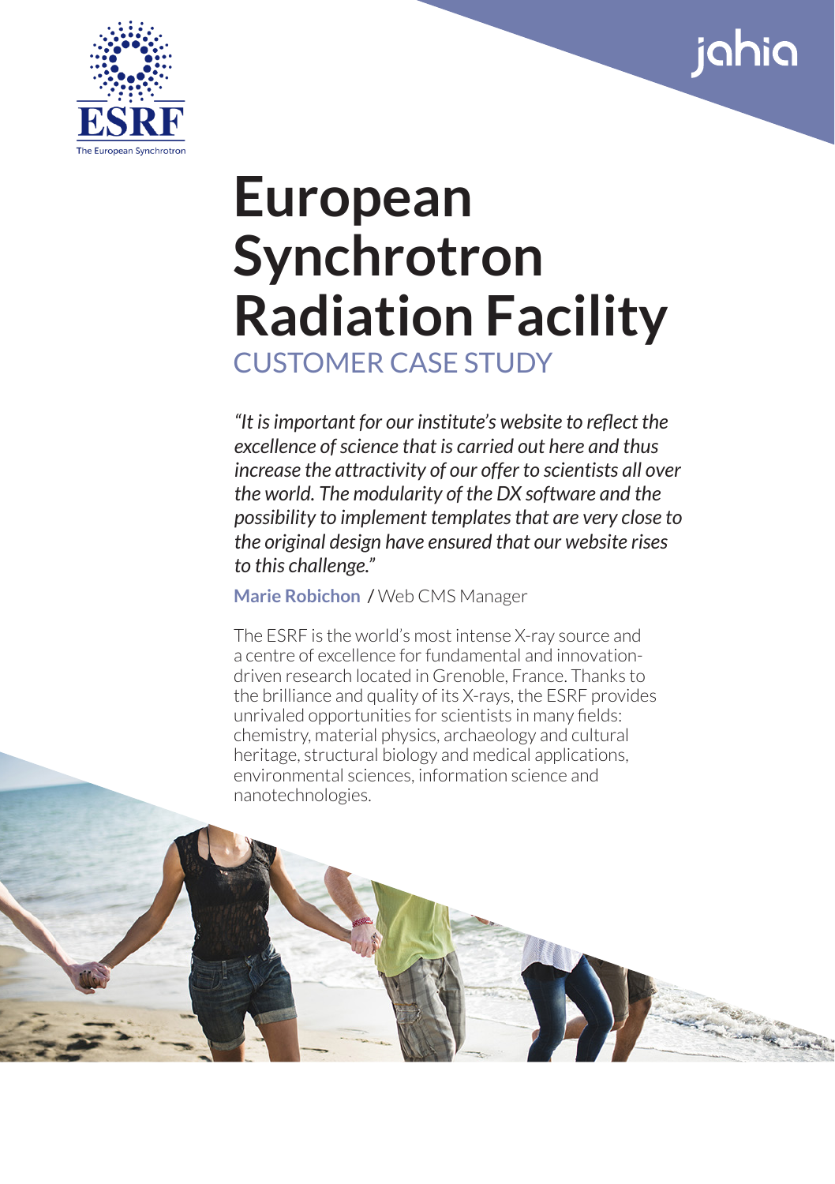# European Synchrotron Radiation Facility

## CUSTOMER CASE STUDY

*"It is important for our institute's website to reflect the excellence of science that is carried out here and thus increase the attractivity of our offer to scientists all over the world. The modularity of the DX software and the possibility to implement templates that are very close to the original design have ensured that our website rises to this challenge."*

**Marie Robichon** / Web CMS Manager

The ESRF is the world's most intense X-ray source and a centre of excellence for fundamental and innovation-driven research located in Grenoble, France. Thanks to the brilliance and quality of its X-rays, the ESRF provides unrivaled opportunities for scientists in many fields: chemistry, material physics, archaeology and cultural heritage, structural biology and medical applications, environmental sciences, information science and nanotechnologies.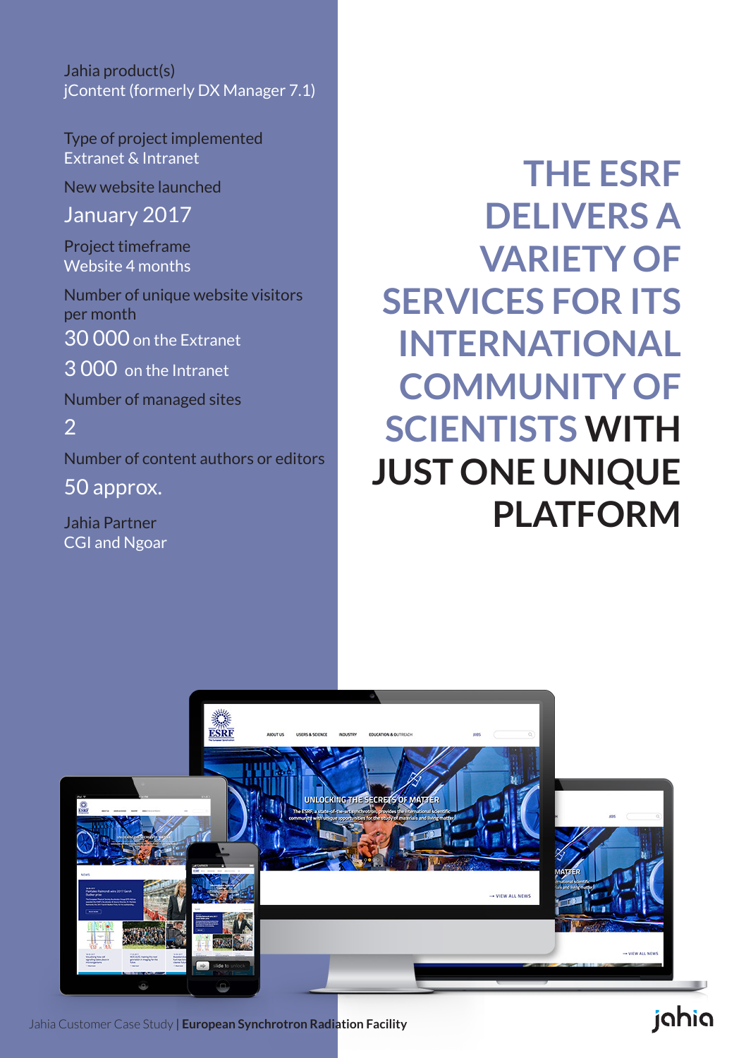Jahia product(s)
jContent (formerly DX Manager 7.1)

Type of project implemented
Extranet & Intranet

New website launched

January 2017

Project timeframe
Website 4 months

Number of unique website visitors per month

30 000 on the Extranet

3 000 on the Intranet

Number of managed sites

2

Number of content authors or editors

50 approx.

Jahia Partner
CGI and Ngoar

# THE ESRF DELIVERS A VARIETY OF SERVICES FOR ITS INTERNATIONAL COMMUNITY OF SCIENTISTS WITH JUST ONE UNIQUE PLATFORM

Jahia Customer Case Study | **European Synchrotron Radiation Facility**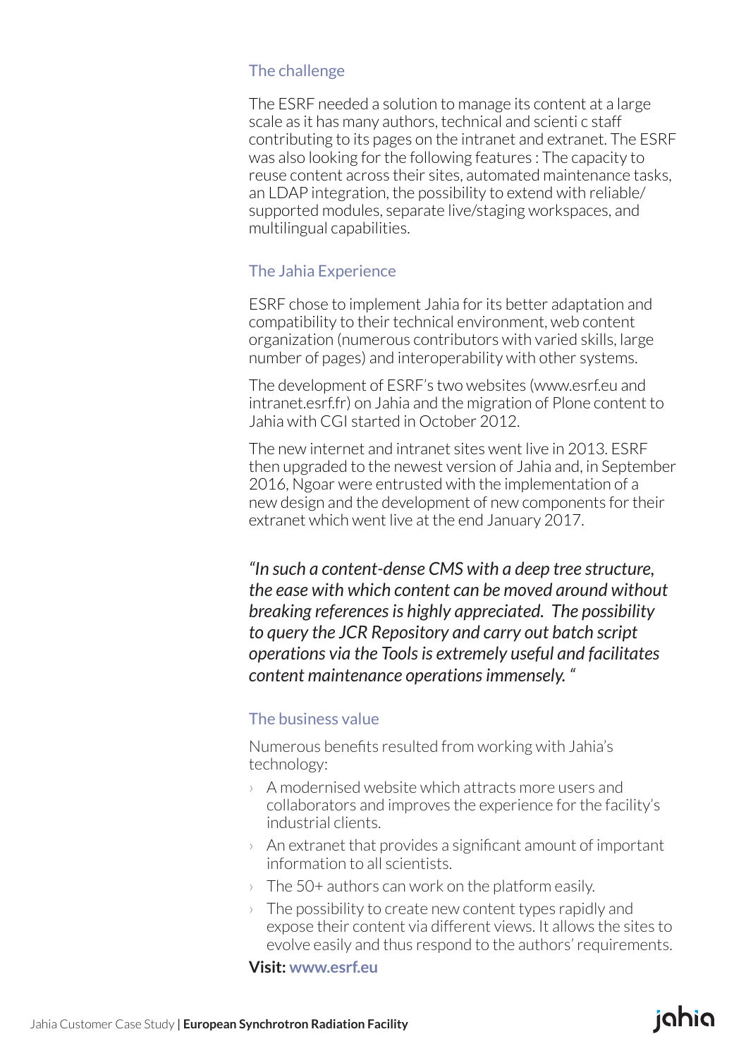## The challenge

The ESRF needed a solution to manage its content at a large scale as it has many authors, technical and scienti c staff contributing to its pages on the intranet and extranet. The ESRF was also looking for the following features : The capacity to reuse content across their sites, automated maintenance tasks, an LDAP integration, the possibility to extend with reliable/ supported modules, separate live/staging workspaces, and multilingual capabilities.

## The Jahia Experience

ESRF chose to implement Jahia for its better adaptation and compatibility to their technical environment, web content organization (numerous contributors with varied skills, large number of pages) and interoperability with other systems.

The development of ESRF's two websites (www.esrf.eu and intranet.esrf.fr) on Jahia and the migration of Plone content to Jahia with CGI started in October 2012.

The new internet and intranet sites went live in 2013. ESRF then upgraded to the newest version of Jahia and, in September 2016, Ngoar were entrusted with the implementation of a new design and the development of new components for their extranet which went live at the end January 2017.

*"In such a content-dense CMS with a deep tree structure, the ease with which content can be moved around without breaking references is highly appreciated. The possibility to query the JCR Repository and carry out batch script operations via the Tools is extremely useful and facilitates content maintenance operations immensely. "*

## The business value

Numerous benefits resulted from working with Jahia's technology:

- A modernised website which attracts more users and collaborators and improves the experience for the facility's industrial clients.
- An extranet that provides a significant amount of important information to all scientists.
- The 50+ authors can work on the platform easily.
- The possibility to create new content types rapidly and expose their content via different views. It allows the sites to evolve easily and thus respond to the authors' requirements.

**Visit: www.esrf.eu**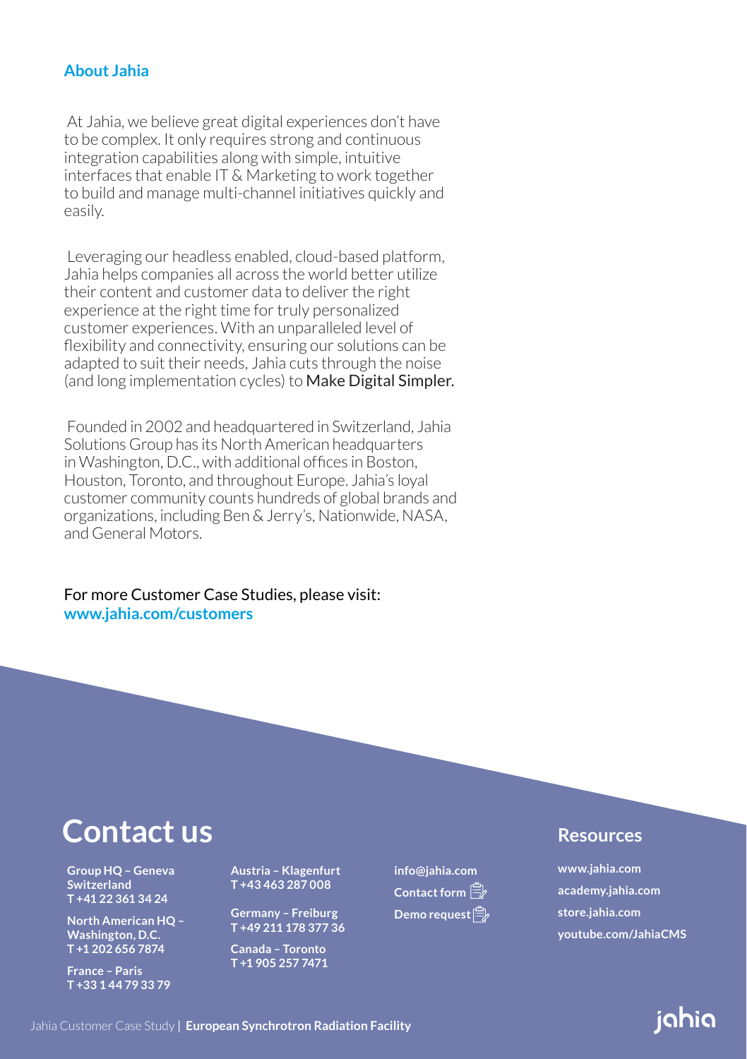## About Jahia

At Jahia, we believe great digital experiences don't have to be complex. It only requires strong and continuous integration capabilities along with simple, intuitive interfaces that enable IT & Marketing to work together to build and manage multi-channel initiatives quickly and easily.

Leveraging our headless enabled, cloud-based platform, Jahia helps companies all across the world better utilize their content and customer data to deliver the right experience at the right time for truly personalized customer experiences. With an unparalleled level of flexibility and connectivity, ensuring our solutions can be adapted to suit their needs, Jahia cuts through the noise (and long implementation cycles) to Make Digital Simpler.

Founded in 2002 and headquartered in Switzerland, Jahia Solutions Group has its North American headquarters in Washington, D.C., with additional offices in Boston, Houston, Toronto, and throughout Europe. Jahia's loyal customer community counts hundreds of global brands and organizations, including Ben & Jerry's, Nationwide, NASA, and General Motors.

For more Customer Case Studies, please visit:
**www.jahia.com/customers**

# Contact us

**Group HQ – Geneva Switzerland**
**T +41 22 361 34 24**

**North American HQ – Washington, D.C.**
**T +1 202 656 7874**

**France – Paris**
**T +33 1 44 79 33 79**

**Austria – Klagenfurt**
**T +43 463 287 008**

**Germany – Freiburg**
**T +49 211 178 377 36**

**Canada – Toronto**
**T +1 905 257 7471**

**info@jahia.com**
**Contact form**
**Demo request**

## Resources

**www.jahia.com**
**academy.jahia.com**
**store.jahia.com**
**youtube.com/JahiaCMS**